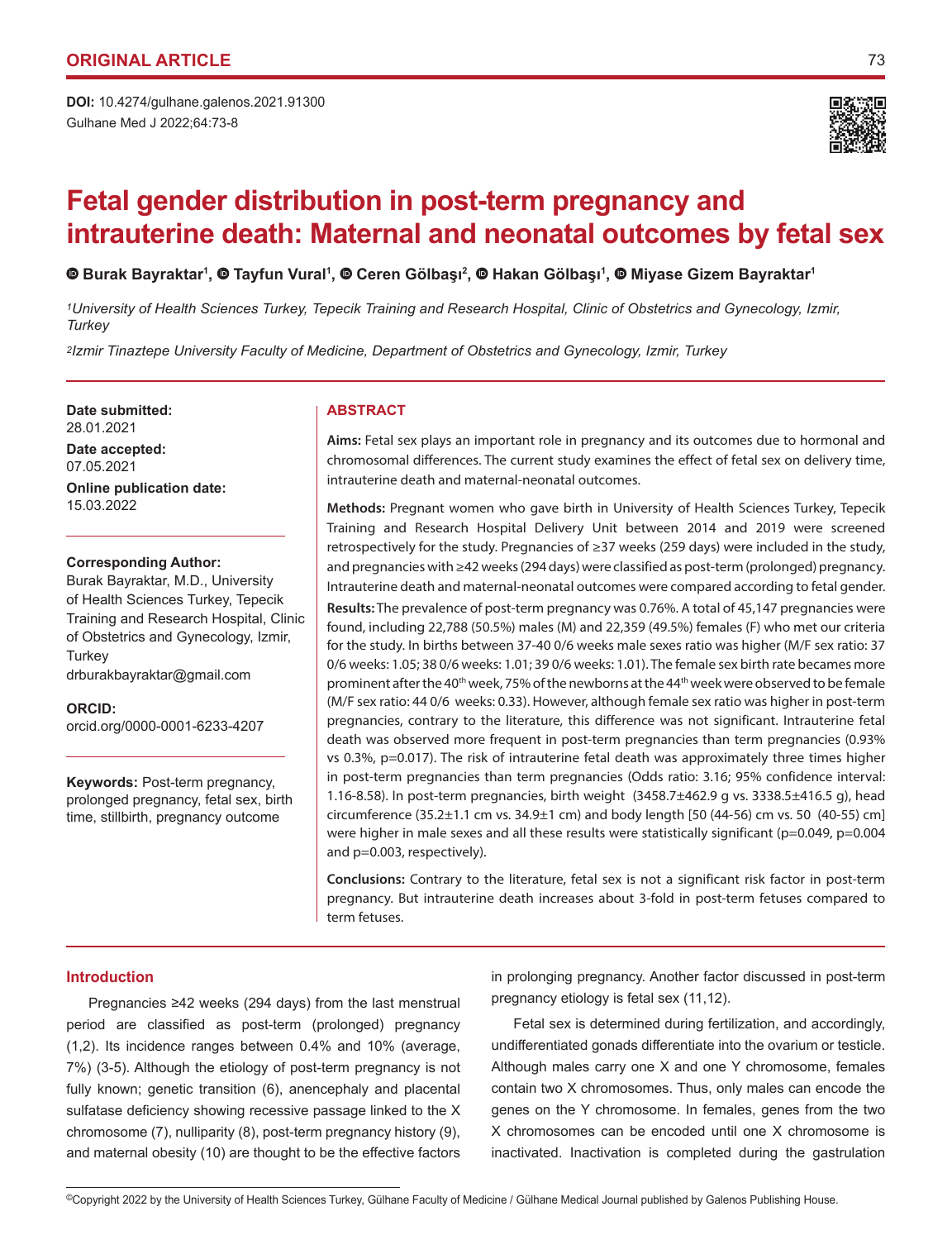ORIGINAL ARTICLE

DOI: 10.4274/gulhane.galenos.2021.91300

# Fetal gender distribution in post-term pregnancy and intrauterine death: Maternal and neonatal outcomes by fetal sex

Burak Bayraktar[1], Tayfun Vural[1], Ceren Gölbaşı[2], Hakan Gölbaşı[1], Miyase Gizem Bayraktar[1]

[1]*University of Health Sciences Turkey, Tepecik Training and Research Hospital, Clinic of Obstetrics and Gynecology, Izmir, Turkey*

[2]*Izmir Tinaztepe University Faculty of Medicine, Department of Obstetrics and Gynecology, Izmir, Turkey*

**Date submitted:**
28.01.2021

**Date accepted:**
07.05.2021

**Online publication date:**
15.03.2022

**Corresponding Author:**
Burak Bayraktar, M.D., University of Health Sciences Turkey, Tepecik Training and Research Hospital, Clinic of Obstetrics and Gynecology, Izmir, Turkey
drburakbayraktar@gmail.com

**ORCID:**
orcid.org/0000-0001-6233-4207

**Keywords:** Post-term pregnancy, prolonged pregnancy, fetal sex, birth time, stillbirth, pregnancy outcome

## ABSTRACT

**Aims:** Fetal sex plays an important role in pregnancy and its outcomes due to hormonal and chromosomal differences. The current study examines the effect of fetal sex on delivery time, intrauterine death and maternal-neonatal outcomes.

**Methods:** Pregnant women who gave birth in University of Health Sciences Turkey, Tepecik Training and Research Hospital Delivery Unit between 2014 and 2019 were screened retrospectively for the study. Pregnancies of ≥37 weeks (259 days) were included in the study, and pregnancies with ≥42 weeks (294 days) were classified as post-term (prolonged) pregnancy. Intrauterine death and maternal-neonatal outcomes were compared according to fetal gender.

**Results:** The prevalence of post-term pregnancy was 0.76%. A total of 45,147 pregnancies were found, including 22,788 (50.5%) males (M) and 22,359 (49.5%) females (F) who met our criteria for the study. In births between 37-40 0/6 weeks male sexes ratio was higher (M/F sex ratio: 37 0/6 weeks: 1.05; 38 0/6 weeks: 1.01; 39 0/6 weeks: 1.01). The female sex birth rate becames more prominent after the 40$^{th}$ week, 75% of the newborns at the 44$^{th}$ week were observed to be female (M/F sex ratio: 44 0/6 weeks: 0.33). However, although female sex ratio was higher in post-term pregnancies, contrary to the literature, this difference was not significant. Intrauterine fetal death was observed more frequent in post-term pregnancies than term pregnancies (0.93% vs 0.3%, p=0.017). The risk of intrauterine fetal death was approximately three times higher in post-term pregnancies than term pregnancies (Odds ratio: 3.16; 95% confidence interval: 1.16-8.58). In post-term pregnancies, birth weight (3458.7±462.9 g vs. 3338.5±416.5 g), head circumference (35.2±1.1 cm vs. 34.9±1 cm) and body length [50 (44-56) cm vs. 50 (40-55) cm] were higher in male sexes and all these results were statistically significant (p=0.049, p=0.004 and p=0.003, respectively).

**Conclusions:** Contrary to the literature, fetal sex is not a significant risk factor in post-term pregnancy. But intrauterine death increases about 3-fold in post-term fetuses compared to term fetuses.

## Introduction

Pregnancies ≥42 weeks (294 days) from the last menstrual period are classified as post-term (prolonged) pregnancy (1,2). Its incidence ranges between 0.4% and 10% (average, 7%) (3-5). Although the etiology of post-term pregnancy is not fully known; genetic transition (6), anencephaly and placental sulfatase deficiency showing recessive passage linked to the X chromosome (7), nulliparity (8), post-term pregnancy history (9), and maternal obesity (10) are thought to be the effective factors in prolonging pregnancy. Another factor discussed in post-term pregnancy etiology is fetal sex (11,12).

Fetal sex is determined during fertilization, and accordingly, undifferentiated gonads differentiate into the ovarium or testicle. Although males carry one X and one Y chromosome, females contain two X chromosomes. Thus, only males can encode the genes on the Y chromosome. In females, genes from the two X chromosomes can be encoded until one X chromosome is inactivated. Inactivation is completed during the gastrulation

©Copyright 2022 by the University of Health Sciences Turkey, Gülhane Faculty of Medicine / Gülhane Medical Journal published by Galenos Publishing House.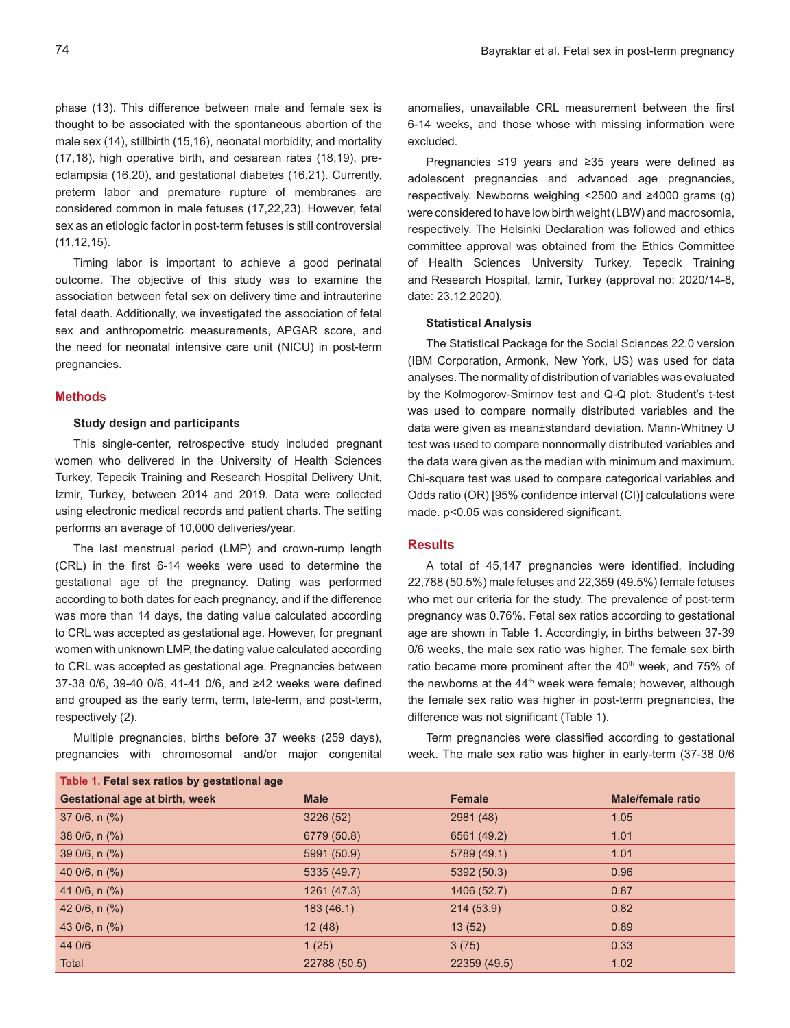phase (13). This difference between male and female sex is thought to be associated with the spontaneous abortion of the male sex (14), stillbirth (15,16), neonatal morbidity, and mortality (17,18), high operative birth, and cesarean rates (18,19), pre-eclampsia (16,20), and gestational diabetes (16,21). Currently, preterm labor and premature rupture of membranes are considered common in male fetuses (17,22,23). However, fetal sex as an etiologic factor in post-term fetuses is still controversial (11,12,15).

Timing labor is important to achieve a good perinatal outcome. The objective of this study was to examine the association between fetal sex on delivery time and intrauterine fetal death. Additionally, we investigated the association of fetal sex and anthropometric measurements, APGAR score, and the need for neonatal intensive care unit (NICU) in post-term pregnancies.

## Methods

### Study design and participants

This single-center, retrospective study included pregnant women who delivered in the University of Health Sciences Turkey, Tepecik Training and Research Hospital Delivery Unit, Izmir, Turkey, between 2014 and 2019. Data were collected using electronic medical records and patient charts. The setting performs an average of 10,000 deliveries/year.

The last menstrual period (LMP) and crown-rump length (CRL) in the first 6-14 weeks were used to determine the gestational age of the pregnancy. Dating was performed according to both dates for each pregnancy, and if the difference was more than 14 days, the dating value calculated according to CRL was accepted as gestational age. However, for pregnant women with unknown LMP, the dating value calculated according to CRL was accepted as gestational age. Pregnancies between 37-38 0/6, 39-40 0/6, 41-41 0/6, and ≥42 weeks were defined and grouped as the early term, term, late-term, and post-term, respectively (2).

Multiple pregnancies, births before 37 weeks (259 days), pregnancies with chromosomal and/or major congenital anomalies, unavailable CRL measurement between the first 6-14 weeks, and those whose with missing information were excluded.

Pregnancies ≤19 years and ≥35 years were defined as adolescent pregnancies and advanced age pregnancies, respectively. Newborns weighing <2500 and ≥4000 grams (g) were considered to have low birth weight (LBW) and macrosomia, respectively. The Helsinki Declaration was followed and ethics committee approval was obtained from the Ethics Committee of Health Sciences University Turkey, Tepecik Training and Research Hospital, Izmir, Turkey (approval no: 2020/14-8, date: 23.12.2020).

### Statistical Analysis

The Statistical Package for the Social Sciences 22.0 version (IBM Corporation, Armonk, New York, US) was used for data analyses. The normality of distribution of variables was evaluated by the Kolmogorov-Smirnov test and Q-Q plot. Student's t-test was used to compare normally distributed variables and the data were given as mean±standard deviation. Mann-Whitney U test was used to compare nonnormally distributed variables and the data were given as the median with minimum and maximum. Chi-square test was used to compare categorical variables and Odds ratio (OR) [95% confidence interval (CI)] calculations were made. p<0.05 was considered significant.

## Results

A total of 45,147 pregnancies were identified, including 22,788 (50.5%) male fetuses and 22,359 (49.5%) female fetuses who met our criteria for the study. The prevalence of post-term pregnancy was 0.76%. Fetal sex ratios according to gestational age are shown in Table 1. Accordingly, in births between 37-39 0/6 weeks, the male sex ratio was higher. The female sex birth ratio became more prominent after the 40th week, and 75% of the newborns at the 44th week were female; however, although the female sex ratio was higher in post-term pregnancies, the difference was not significant (Table 1).

Term pregnancies were classified according to gestational week. The male sex ratio was higher in early-term (37-38 0/6

**Table 1. Fetal sex ratios by gestational age**

| Gestational age at birth, week | Male | Female | Male/female ratio |
|---|---|---|---|
| 37 0/6, n (%) | 3226 (52) | 2981 (48) | 1.05 |
| 38 0/6, n (%) | 6779 (50.8) | 6561 (49.2) | 1.01 |
| 39 0/6, n (%) | 5991 (50.9) | 5789 (49.1) | 1.01 |
| 40 0/6, n (%) | 5335 (49.7) | 5392 (50.3) | 0.96 |
| 41 0/6, n (%) | 1261 (47.3) | 1406 (52.7) | 0.87 |
| 42 0/6, n (%) | 183 (46.1) | 214 (53.9) | 0.82 |
| 43 0/6, n (%) | 12 (48) | 13 (52) | 0.89 |
| 44 0/6 | 1 (25) | 3 (75) | 0.33 |
| Total | 22788 (50.5) | 22359 (49.5) | 1.02 |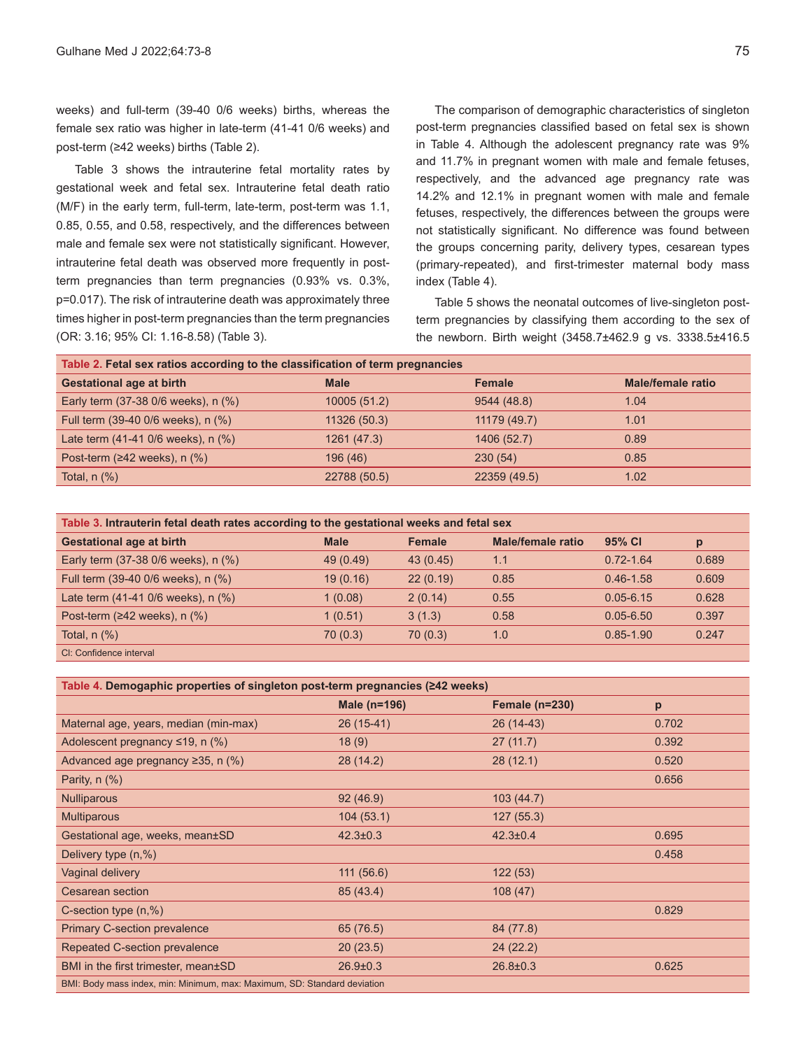weeks) and full-term (39-40 0/6 weeks) births, whereas the female sex ratio was higher in late-term (41-41 0/6 weeks) and post-term (≥42 weeks) births (Table 2).

Table 3 shows the intrauterine fetal mortality rates by gestational week and fetal sex. Intrauterine fetal death ratio (M/F) in the early term, full-term, late-term, post-term was 1.1, 0.85, 0.55, and 0.58, respectively, and the differences between male and female sex were not statistically significant. However, intrauterine fetal death was observed more frequently in post-term pregnancies than term pregnancies (0.93% vs. 0.3%, p=0.017). The risk of intrauterine death was approximately three times higher in post-term pregnancies than the term pregnancies (OR: 3.16; 95% CI: 1.16-8.58) (Table 3).

The comparison of demographic characteristics of singleton post-term pregnancies classified based on fetal sex is shown in Table 4. Although the adolescent pregnancy rate was 9% and 11.7% in pregnant women with male and female fetuses, respectively, and the advanced age pregnancy rate was 14.2% and 12.1% in pregnant women with male and female fetuses, respectively, the differences between the groups were not statistically significant. No difference was found between the groups concerning parity, delivery types, cesarean types (primary-repeated), and first-trimester maternal body mass index (Table 4).

Table 5 shows the neonatal outcomes of live-singleton post-term pregnancies by classifying them according to the sex of the newborn. Birth weight (3458.7±462.9 g vs. 3338.5±416.5

**Table 2. Fetal sex ratios according to the classification of term pregnancies**

| Gestational age at birth | Male | Female | Male/female ratio |
|---|---|---|---|
| Early term (37-38 0/6 weeks), n (%) | 10005 (51.2) | 9544 (48.8) | 1.04 |
| Full term (39-40 0/6 weeks), n (%) | 11326 (50.3) | 11179 (49.7) | 1.01 |
| Late term (41-41 0/6 weeks), n (%) | 1261 (47.3) | 1406 (52.7) | 0.89 |
| Post-term (≥42 weeks), n (%) | 196 (46) | 230 (54) | 0.85 |
| Total, n (%) | 22788 (50.5) | 22359 (49.5) | 1.02 |

**Table 3. Intrauterin fetal death rates according to the gestational weeks and fetal sex**

| Gestational age at birth | Male | Female | Male/female ratio | 95% CI | p |
|---|---|---|---|---|---|
| Early term (37-38 0/6 weeks), n (%) | 49 (0.49) | 43 (0.45) | 1.1 | 0.72-1.64 | 0.689 |
| Full term (39-40 0/6 weeks), n (%) | 19 (0.16) | 22 (0.19) | 0.85 | 0.46-1.58 | 0.609 |
| Late term (41-41 0/6 weeks), n (%) | 1 (0.08) | 2 (0.14) | 0.55 | 0.05-6.15 | 0.628 |
| Post-term (≥42 weeks), n (%) | 1 (0.51) | 3 (1.3) | 0.58 | 0.05-6.50 | 0.397 |
| Total, n (%) | 70 (0.3) | 70 (0.3) | 1.0 | 0.85-1.90 | 0.247 |

CI: Confidence interval

**Table 4. Demogaphic properties of singleton post-term pregnancies (≥42 weeks)**

| | Male (n=196) | Female (n=230) | p |
|---|---|---|---|
| Maternal age, years, median (min-max) | 26 (15-41) | 26 (14-43) | 0.702 |
| Adolescent pregnancy ≤19, n (%) | 18 (9) | 27 (11.7) | 0.392 |
| Advanced age pregnancy ≥35, n (%) | 28 (14.2) | 28 (12.1) | 0.520 |
| Parity, n (%) | | | 0.656 |
| Nulliparous | 92 (46.9) | 103 (44.7) | |
| Multiparous | 104 (53.1) | 127 (55.3) | |
| Gestational age, weeks, mean±SD | 42.3±0.3 | 42.3±0.4 | 0.695 |
| Delivery type (n,%) | | | 0.458 |
| Vaginal delivery | 111 (56.6) | 122 (53) | |
| Cesarean section | 85 (43.4) | 108 (47) | |
| C-section type (n,%) | | | 0.829 |
| Primary C-section prevalence | 65 (76.5) | 84 (77.8) | |
| Repeated C-section prevalence | 20 (23.5) | 24 (22.2) | |
| BMI in the first trimester, mean±SD | 26.9±0.3 | 26.8±0.3 | 0.625 |

BMI: Body mass index, min: Minimum, max: Maximum, SD: Standard deviation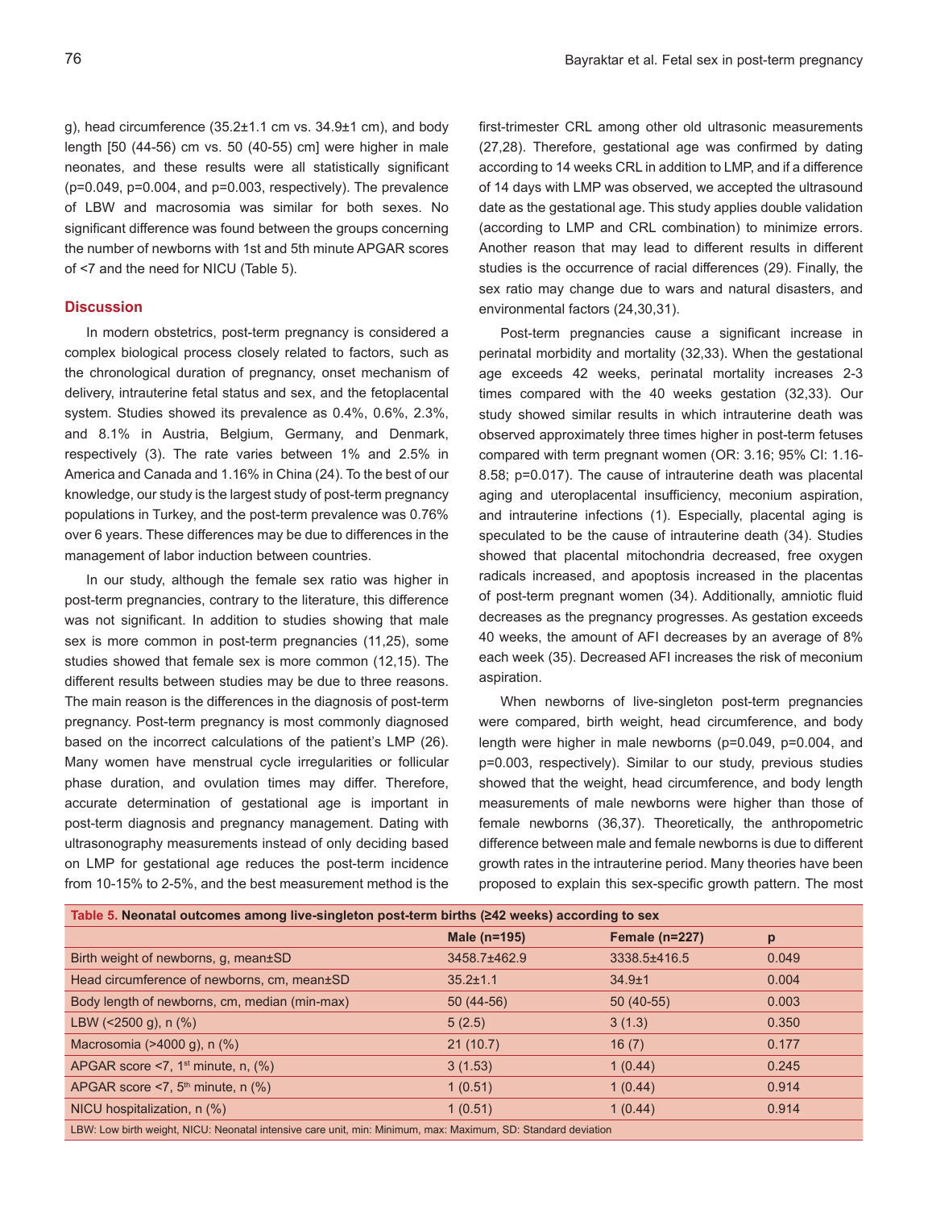g), head circumference (35.2±1.1 cm vs. 34.9±1 cm), and body length [50 (44-56) cm vs. 50 (40-55) cm] were higher in male neonates, and these results were all statistically significant (p=0.049, p=0.004, and p=0.003, respectively). The prevalence of LBW and macrosomia was similar for both sexes. No significant difference was found between the groups concerning the number of newborns with 1st and 5th minute APGAR scores of <7 and the need for NICU (Table 5).

## Discussion

In modern obstetrics, post-term pregnancy is considered a complex biological process closely related to factors, such as the chronological duration of pregnancy, onset mechanism of delivery, intrauterine fetal status and sex, and the fetoplacental system. Studies showed its prevalence as 0.4%, 0.6%, 2.3%, and 8.1% in Austria, Belgium, Germany, and Denmark, respectively (3). The rate varies between 1% and 2.5% in America and Canada and 1.16% in China (24). To the best of our knowledge, our study is the largest study of post-term pregnancy populations in Turkey, and the post-term prevalence was 0.76% over 6 years. These differences may be due to differences in the management of labor induction between countries.

In our study, although the female sex ratio was higher in post-term pregnancies, contrary to the literature, this difference was not significant. In addition to studies showing that male sex is more common in post-term pregnancies (11,25), some studies showed that female sex is more common (12,15). The different results between studies may be due to three reasons. The main reason is the differences in the diagnosis of post-term pregnancy. Post-term pregnancy is most commonly diagnosed based on the incorrect calculations of the patient's LMP (26). Many women have menstrual cycle irregularities or follicular phase duration, and ovulation times may differ. Therefore, accurate determination of gestational age is important in post-term diagnosis and pregnancy management. Dating with ultrasonography measurements instead of only deciding based on LMP for gestational age reduces the post-term incidence from 10-15% to 2-5%, and the best measurement method is the first-trimester CRL among other old ultrasonic measurements (27,28). Therefore, gestational age was confirmed by dating according to 14 weeks CRL in addition to LMP, and if a difference of 14 days with LMP was observed, we accepted the ultrasound date as the gestational age. This study applies double validation (according to LMP and CRL combination) to minimize errors. Another reason that may lead to different results in different studies is the occurrence of racial differences (29). Finally, the sex ratio may change due to wars and natural disasters, and environmental factors (24,30,31).

Post-term pregnancies cause a significant increase in perinatal morbidity and mortality (32,33). When the gestational age exceeds 42 weeks, perinatal mortality increases 2-3 times compared with the 40 weeks gestation (32,33). Our study showed similar results in which intrauterine death was observed approximately three times higher in post-term fetuses compared with term pregnant women (OR: 3.16; 95% CI: 1.16-8.58; p=0.017). The cause of intrauterine death was placental aging and uteroplacental insufficiency, meconium aspiration, and intrauterine infections (1). Especially, placental aging is speculated to be the cause of intrauterine death (34). Studies showed that placental mitochondria decreased, free oxygen radicals increased, and apoptosis increased in the placentas of post-term pregnant women (34). Additionally, amniotic fluid decreases as the pregnancy progresses. As gestation exceeds 40 weeks, the amount of AFI decreases by an average of 8% each week (35). Decreased AFI increases the risk of meconium aspiration.

When newborns of live-singleton post-term pregnancies were compared, birth weight, head circumference, and body length were higher in male newborns (p=0.049, p=0.004, and p=0.003, respectively). Similar to our study, previous studies showed that the weight, head circumference, and body length measurements of male newborns were higher than those of female newborns (36,37). Theoretically, the anthropometric difference between male and female newborns is due to different growth rates in the intrauterine period. Many theories have been proposed to explain this sex-specific growth pattern. The most

**Table 5. Neonatal outcomes among live-singleton post-term births (≥42 weeks) according to sex**

| | Male (n=195) | Female (n=227) | p |
|---|---|---|---|
| Birth weight of newborns, g, mean±SD | 3458.7±462.9 | 3338.5±416.5 | 0.049 |
| Head circumference of newborns, cm, mean±SD | 35.2±1.1 | 34.9±1 | 0.004 |
| Body length of newborns, cm, median (min-max) | 50 (44-56) | 50 (40-55) | 0.003 |
| LBW (<2500 g), n (%) | 5 (2.5) | 3 (1.3) | 0.350 |
| Macrosomia (>4000 g), n (%) | 21 (10.7) | 16 (7) | 0.177 |
| APGAR score <7, 1st minute, n, (%) | 3 (1.53) | 1 (0.44) | 0.245 |
| APGAR score <7, 5th minute, n (%) | 1 (0.51) | 1 (0.44) | 0.914 |
| NICU hospitalization, n (%) | 1 (0.51) | 1 (0.44) | 0.914 |

LBW: Low birth weight, NICU: Neonatal intensive care unit, min: Minimum, max: Maximum, SD: Standard deviation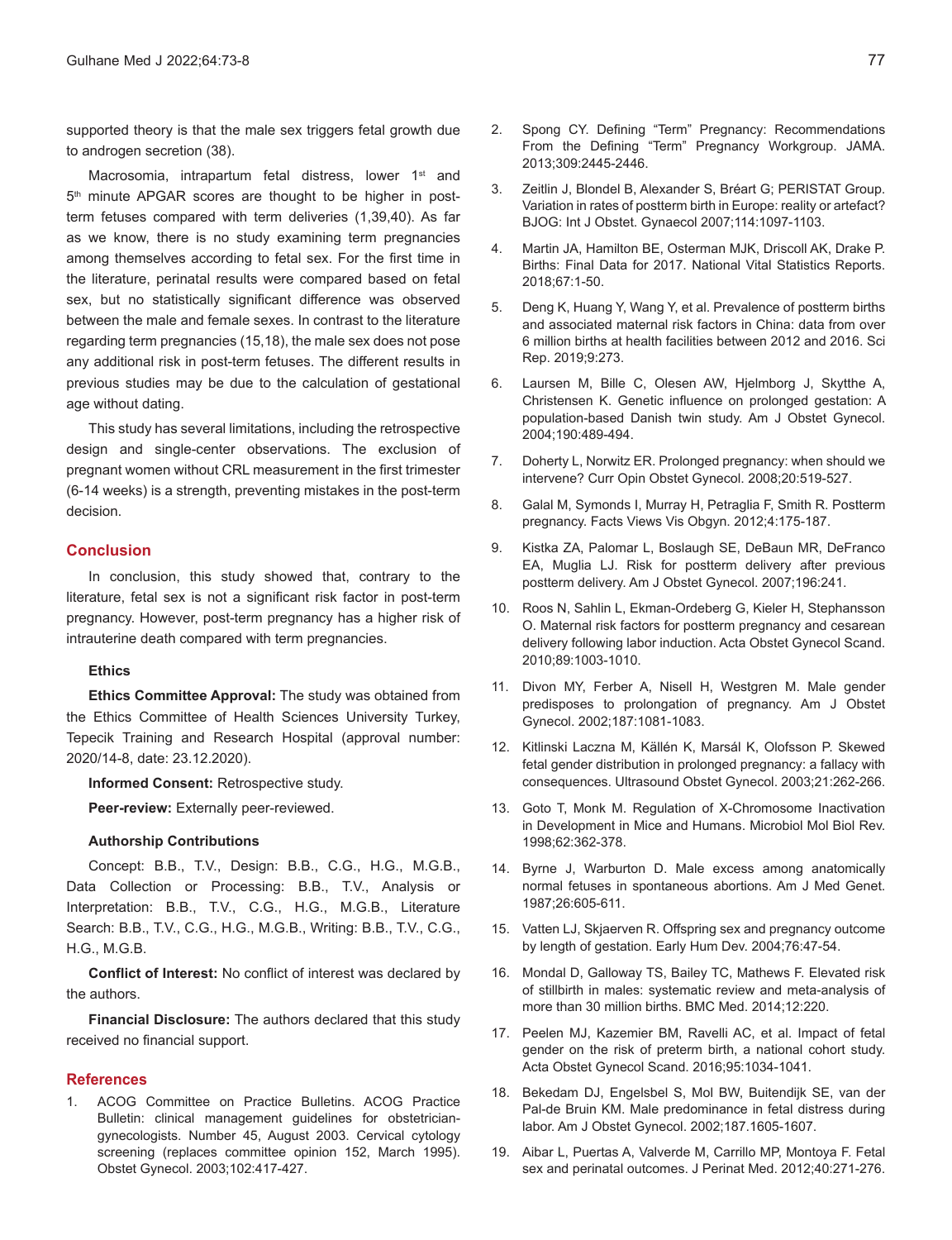supported theory is that the male sex triggers fetal growth due to androgen secretion (38).

Macrosomia, intrapartum fetal distress, lower 1st and 5th minute APGAR scores are thought to be higher in post-term fetuses compared with term deliveries (1,39,40). As far as we know, there is no study examining term pregnancies among themselves according to fetal sex. For the first time in the literature, perinatal results were compared based on fetal sex, but no statistically significant difference was observed between the male and female sexes. In contrast to the literature regarding term pregnancies (15,18), the male sex does not pose any additional risk in post-term fetuses. The different results in previous studies may be due to the calculation of gestational age without dating.

This study has several limitations, including the retrospective design and single-center observations. The exclusion of pregnant women without CRL measurement in the first trimester (6-14 weeks) is a strength, preventing mistakes in the post-term decision.

## Conclusion

In conclusion, this study showed that, contrary to the literature, fetal sex is not a significant risk factor in post-term pregnancy. However, post-term pregnancy has a higher risk of intrauterine death compared with term pregnancies.

### Ethics

**Ethics Committee Approval:** The study was obtained from the Ethics Committee of Health Sciences University Turkey, Tepecik Training and Research Hospital (approval number: 2020/14-8, date: 23.12.2020).

**Informed Consent:** Retrospective study.

**Peer-review:** Externally peer-reviewed.

### Authorship Contributions

Concept: B.B., T.V., Design: B.B., C.G., H.G., M.G.B., Data Collection or Processing: B.B., T.V., Analysis or Interpretation: B.B., T.V., C.G., H.G., M.G.B., Literature Search: B.B., T.V., C.G., H.G., M.G.B., Writing: B.B., T.V., C.G., H.G., M.G.B.

**Conflict of Interest:** No conflict of interest was declared by the authors.

**Financial Disclosure:** The authors declared that this study received no financial support.

## References

1. ACOG Committee on Practice Bulletins. ACOG Practice Bulletin: clinical management guidelines for obstetrician-gynecologists. Number 45, August 2003. Cervical cytology screening (replaces committee opinion 152, March 1995). Obstet Gynecol. 2003;102:417-427.
2. Spong CY. Defining "Term" Pregnancy: Recommendations From the Defining "Term" Pregnancy Workgroup. JAMA. 2013;309:2445-2446.
3. Zeitlin J, Blondel B, Alexander S, Bréart G; PERISTAT Group. Variation in rates of postterm birth in Europe: reality or artefact? BJOG: Int J Obstet. Gynaecol 2007;114:1097-1103.
4. Martin JA, Hamilton BE, Osterman MJK, Driscoll AK, Drake P. Births: Final Data for 2017. National Vital Statistics Reports. 2018;67:1-50.
5. Deng K, Huang Y, Wang Y, et al. Prevalence of postterm births and associated maternal risk factors in China: data from over 6 million births at health facilities between 2012 and 2016. Sci Rep. 2019;9:273.
6. Laursen M, Bille C, Olesen AW, Hjelmborg J, Skytthe A, Christensen K. Genetic influence on prolonged gestation: A population-based Danish twin study. Am J Obstet Gynecol. 2004;190:489-494.
7. Doherty L, Norwitz ER. Prolonged pregnancy: when should we intervene? Curr Opin Obstet Gynecol. 2008;20:519-527.
8. Galal M, Symonds I, Murray H, Petraglia F, Smith R. Postterm pregnancy. Facts Views Vis Obgyn. 2012;4:175-187.
9. Kistka ZA, Palomar L, Boslaugh SE, DeBaun MR, DeFranco EA, Muglia LJ. Risk for postterm delivery after previous postterm delivery. Am J Obstet Gynecol. 2007;196:241.
10. Roos N, Sahlin L, Ekman-Ordeberg G, Kieler H, Stephansson O. Maternal risk factors for postterm pregnancy and cesarean delivery following labor induction. Acta Obstet Gynecol Scand. 2010;89:1003-1010.
11. Divon MY, Ferber A, Nisell H, Westgren M. Male gender predisposes to prolongation of pregnancy. Am J Obstet Gynecol. 2002;187:1081-1083.
12. Kitlinski Laczna M, Källén K, Marsál K, Olofsson P. Skewed fetal gender distribution in prolonged pregnancy: a fallacy with consequences. Ultrasound Obstet Gynecol. 2003;21:262-266.
13. Goto T, Monk M. Regulation of X-Chromosome Inactivation in Development in Mice and Humans. Microbiol Mol Biol Rev. 1998;62:362-378.
14. Byrne J, Warburton D. Male excess among anatomically normal fetuses in spontaneous abortions. Am J Med Genet. 1987;26:605-611.
15. Vatten LJ, Skjaerven R. Offspring sex and pregnancy outcome by length of gestation. Early Hum Dev. 2004;76:47-54.
16. Mondal D, Galloway TS, Bailey TC, Mathews F. Elevated risk of stillbirth in males: systematic review and meta-analysis of more than 30 million births. BMC Med. 2014;12:220.
17. Peelen MJ, Kazemier BM, Ravelli AC, et al. Impact of fetal gender on the risk of preterm birth, a national cohort study. Acta Obstet Gynecol Scand. 2016;95:1034-1041.
18. Bekedam DJ, Engelsbel S, Mol BW, Buitendijk SE, van der Pal-de Bruin KM. Male predominance in fetal distress during labor. Am J Obstet Gynecol. 2002;187.1605-1607.
19. Aibar L, Puertas A, Valverde M, Carrillo MP, Montoya F. Fetal sex and perinatal outcomes. J Perinat Med. 2012;40:271-276.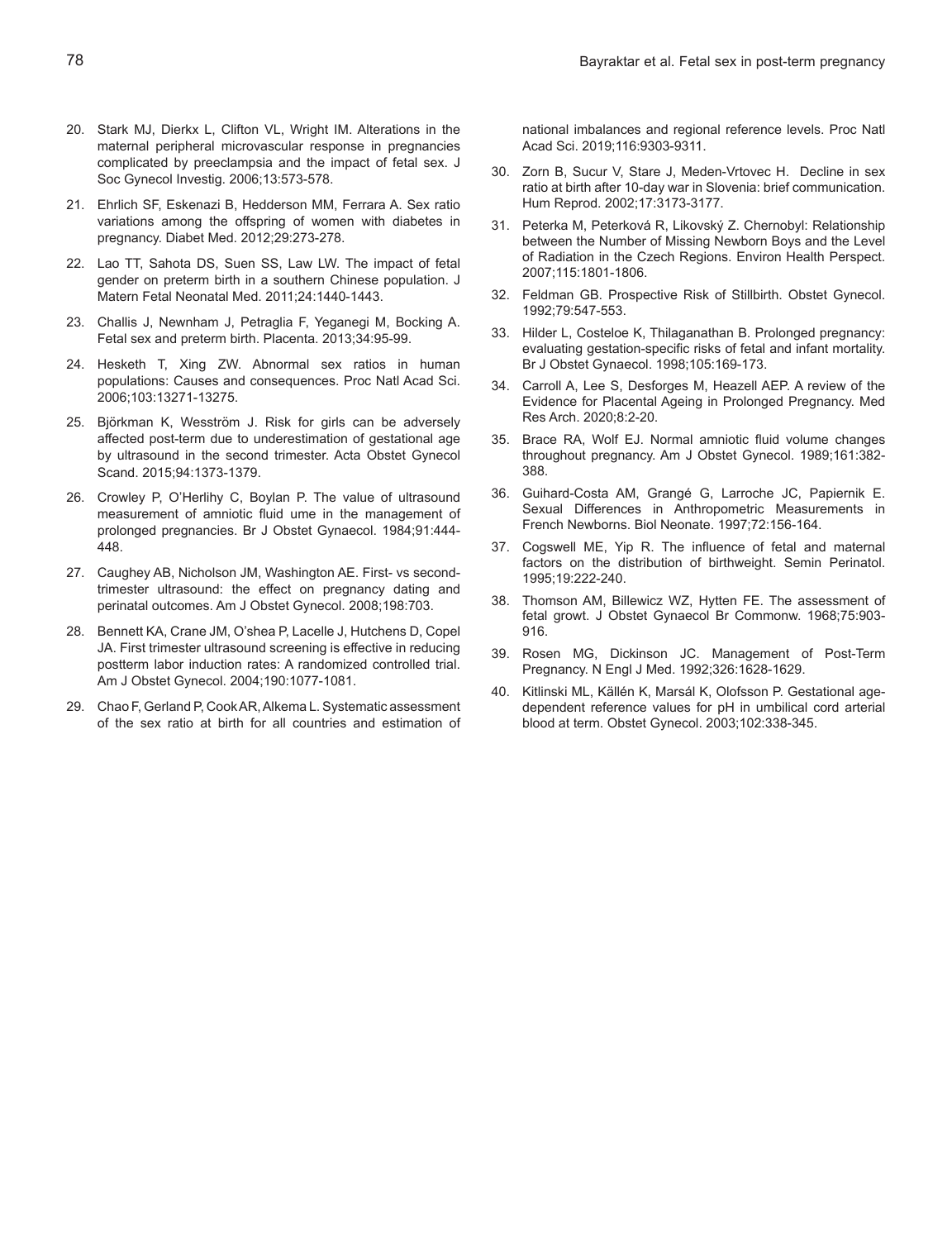20. Stark MJ, Dierkx L, Clifton VL, Wright IM. Alterations in the maternal peripheral microvascular response in pregnancies complicated by preeclampsia and the impact of fetal sex. J Soc Gynecol Investig. 2006;13:573-578.
21. Ehrlich SF, Eskenazi B, Hedderson MM, Ferrara A. Sex ratio variations among the offspring of women with diabetes in pregnancy. Diabet Med. 2012;29:273-278.
22. Lao TT, Sahota DS, Suen SS, Law LW. The impact of fetal gender on preterm birth in a southern Chinese population. J Matern Fetal Neonatal Med. 2011;24:1440-1443.
23. Challis J, Newnham J, Petraglia F, Yeganegi M, Bocking A. Fetal sex and preterm birth. Placenta. 2013;34:95-99.
24. Hesketh T, Xing ZW. Abnormal sex ratios in human populations: Causes and consequences. Proc Natl Acad Sci. 2006;103:13271-13275.
25. Björkman K, Wesström J. Risk for girls can be adversely affected post-term due to underestimation of gestational age by ultrasound in the second trimester. Acta Obstet Gynecol Scand. 2015;94:1373-1379.
26. Crowley P, O'Herlihy C, Boylan P. The value of ultrasound measurement of amniotic fluid ume in the management of prolonged pregnancies. Br J Obstet Gynaecol. 1984;91:444-448.
27. Caughey AB, Nicholson JM, Washington AE. First- vs second-trimester ultrasound: the effect on pregnancy dating and perinatal outcomes. Am J Obstet Gynecol. 2008;198:703.
28. Bennett KA, Crane JM, O'shea P, Lacelle J, Hutchens D, Copel JA. First trimester ultrasound screening is effective in reducing postterm labor induction rates: A randomized controlled trial. Am J Obstet Gynecol. 2004;190:1077-1081.
29. Chao F, Gerland P, Cook AR, Alkema L. Systematic assessment of the sex ratio at birth for all countries and estimation of national imbalances and regional reference levels. Proc Natl Acad Sci. 2019;116:9303-9311.
30. Zorn B, Sucur V, Stare J, Meden-Vrtovec H. Decline in sex ratio at birth after 10-day war in Slovenia: brief communication. Hum Reprod. 2002;17:3173-3177.
31. Peterka M, Peterková R, Likovský Z. Chernobyl: Relationship between the Number of Missing Newborn Boys and the Level of Radiation in the Czech Regions. Environ Health Perspect. 2007;115:1801-1806.
32. Feldman GB. Prospective Risk of Stillbirth. Obstet Gynecol. 1992;79:547-553.
33. Hilder L, Costeloe K, Thilaganathan B. Prolonged pregnancy: evaluating gestation-specific risks of fetal and infant mortality. Br J Obstet Gynaecol. 1998;105:169-173.
34. Carroll A, Lee S, Desforges M, Heazell AEP. A review of the Evidence for Placental Ageing in Prolonged Pregnancy. Med Res Arch. 2020;8:2-20.
35. Brace RA, Wolf EJ. Normal amniotic fluid volume changes throughout pregnancy. Am J Obstet Gynecol. 1989;161:382-388.
36. Guihard-Costa AM, Grangé G, Larroche JC, Papiernik E. Sexual Differences in Anthropometric Measurements in French Newborns. Biol Neonate. 1997;72:156-164.
37. Cogswell ME, Yip R. The influence of fetal and maternal factors on the distribution of birthweight. Semin Perinatol. 1995;19:222-240.
38. Thomson AM, Billewicz WZ, Hytten FE. The assessment of fetal growt. J Obstet Gynaecol Br Commonw. 1968;75:903-916.
39. Rosen MG, Dickinson JC. Management of Post-Term Pregnancy. N Engl J Med. 1992;326:1628-1629.
40. Kitlinski ML, Källén K, Marsál K, Olofsson P. Gestational age-dependent reference values for pH in umbilical cord arterial blood at term. Obstet Gynecol. 2003;102:338-345.